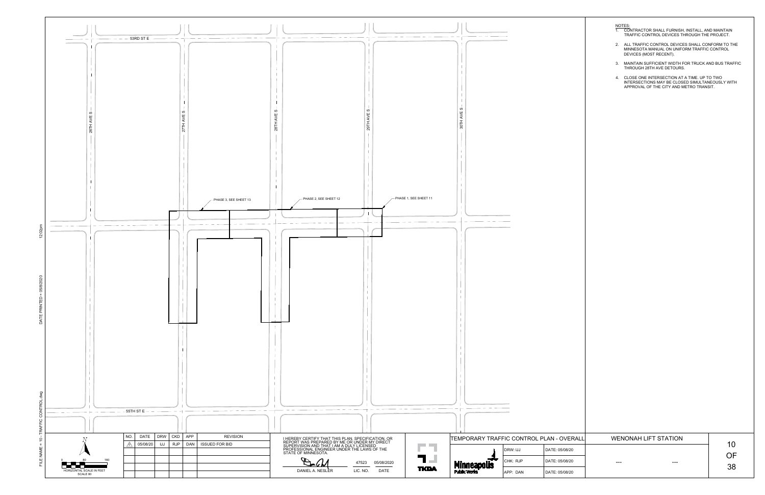53RD ST E

26TH AVE S

27TH AVE S

28TH AVE S

29TH AVE S

30TH AVE S

PHASE 3, SEE SHEET 13

PHASE 2, SEE SHEET 12

PHASE 1, SEE SHEET 11

55TH ST E

NOTES:

1. CONTRACTOR SHALL FURNISH, INSTALL, AND MAINTAIN TRAFFIC CONTROL DEVICES THROUGH THE PROJECT.
2. ALL TRAFFIC CONTROL DEVICES SHALL CONFORM TO THE MINNESOTA MANUAL ON UNIFORM TRAFFIC CONTROL DEVICES (MOST RECENT).
3. MAINTAIN SUFFICIENT WIDTH FOR TRUCK AND BUS TRAFFIC THROUGH 28TH AVE DETOURS.
4. CLOSE ONE INTERSECTION AT A TIME. UP TO TWO INTERSECTIONS MAY BE CLOSED SIMULTANEOUSLY WITH APPROVAL OF THE CITY AND METRO TRANSIT.

N

0 80 160

HORIZONTAL SCALE IN FEET

SCALE 80

| NO. | DATE | DRW | CKD | APP | REVISION |
|---|---|---|---|---|---|
| A | 05/08/20 | IJJ | RJP | DAN | ISSUED FOR BID |

I HEREBY CERTIFY THAT THIS PLAN, SPECIFICATION, OR REPORT WAS PREPARED BY ME OR UNDER MY DIRECT SUPERVISION AND THAT I AM A DULY LICENSED PROFESSIONAL ENGINEER UNDER THE LAWS OF THE STATE OF MINNESOTA.

| DANIEL A. NESLER | 47523 | 05/08/2020 |
|---|---|---|
| | LIC. NO. | DATE |

TKDA

TEMPORARY TRAFFIC CONTROL PLAN - OVERALL

Minneapolis Public Works

| DRW: IJJ | DATE: 05/08/20 |
|---|---|
| CHK: RJP | DATE: 05/08/20 |
| APP: DAN | DATE: 05/08/20 |

WENONAH LIFT STATION

--- ---

10 OF 38

FILE NAME = 10 - TRAFFIC CONTROL.dwg DATE PRINTED = 05/8/2020 12:02pm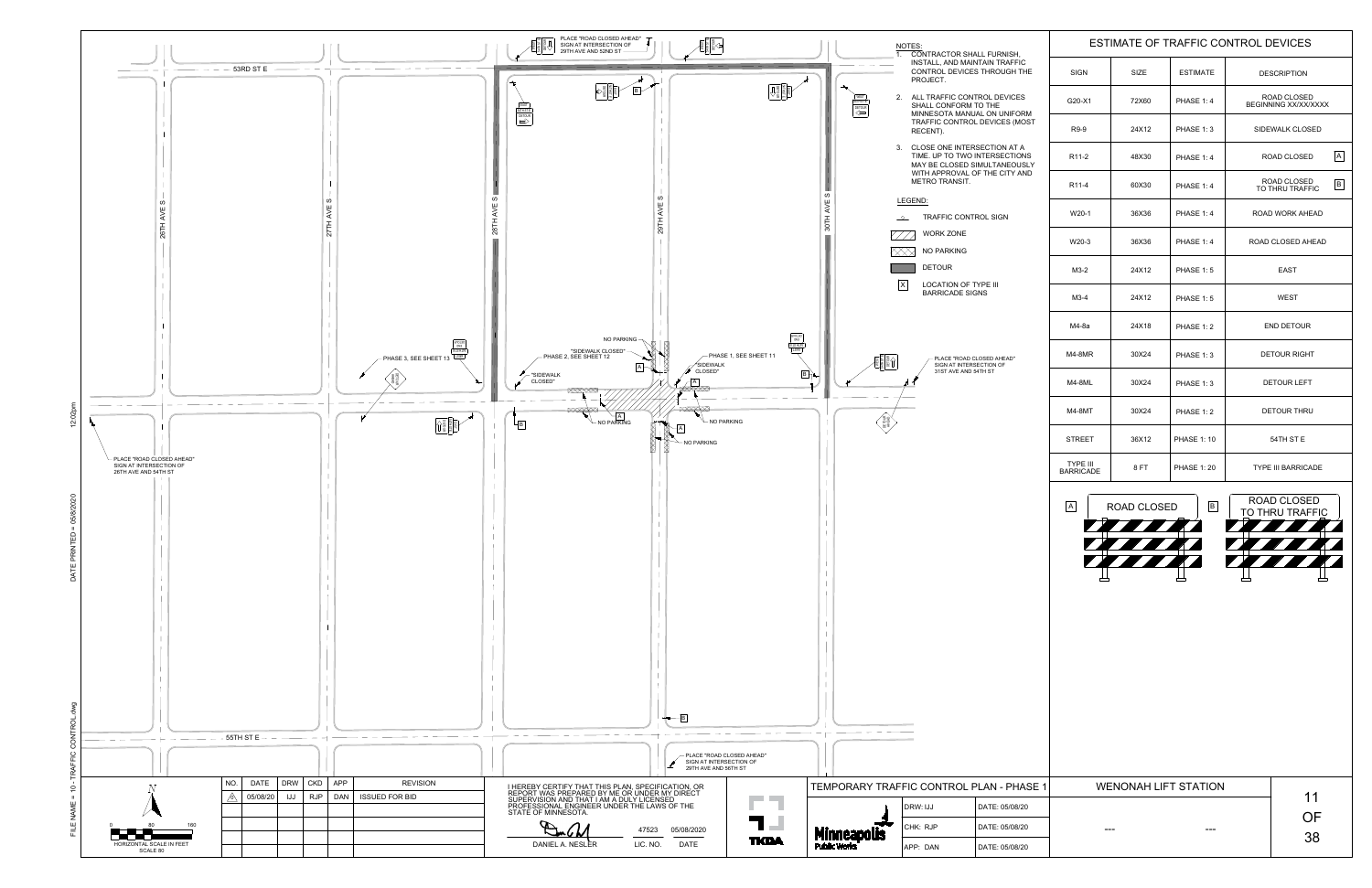PLACE "ROAD CLOSED AHEAD" SIGN AT INTERSECTION OF 29TH AVE AND 52ND ST

53RD ST E

26TH AVE S

27TH AVE S

28TH AVE S

29TH AVE S

30TH AVE S

55TH ST E

PHASE 3, SEE SHEET 13

"SIDEWALK CLOSED" PHASE 2, SEE SHEET 12

NO PARKING

"SIDEWALK CLOSED"

PHASE 1, SEE SHEET 11

"SIDEWALK CLOSED"

NO PARKING

PLACE "ROAD CLOSED AHEAD" SIGN AT INTERSECTION OF 31ST AVE AND 54TH ST

PLACE "ROAD CLOSED AHEAD" SIGN AT INTERSECTION OF 26TH AVE AND 54TH ST

PLACE "ROAD CLOSED AHEAD" SIGN AT INTERSECTION OF 29TH AVE AND 56TH ST

NOTES:

1. CONTRACTOR SHALL FURNISH, INSTALL, AND MAINTAIN TRAFFIC CONTROL DEVICES THROUGH THE PROJECT.
2. ALL TRAFFIC CONTROL DEVICES SHALL CONFORM TO THE MINNESOTA MANUAL ON UNIFORM TRAFFIC CONTROL DEVICES (MOST RECENT).
3. CLOSE ONE INTERSECTION AT A TIME. UP TO TWO INTERSECTIONS MAY BE CLOSED SIMULTANEOUSLY WITH APPROVAL OF THE CITY AND METRO TRANSIT.

LEGEND:

- TRAFFIC CONTROL SIGN
- WORK ZONE
- NO PARKING
- DETOUR
- [X] LOCATION OF TYPE III BARRICADE SIGNS

## ESTIMATE OF TRAFFIC CONTROL DEVICES

| SIGN | SIZE | ESTIMATE | DESCRIPTION |
|---|---|---|---|
| G20-X1 | 72X60 | PHASE 1: 4 | ROAD CLOSED BEGINNING XX/XX/XXXX |
| R9-9 | 24X12 | PHASE 1: 3 | SIDEWALK CLOSED |
| R11-2 | 48X30 | PHASE 1: 4 | ROAD CLOSED [A] |
| R11-4 | 60X30 | PHASE 1: 4 | ROAD CLOSED TO THRU TRAFFIC [B] |
| W20-1 | 36X36 | PHASE 1: 4 | ROAD WORK AHEAD |
| W20-3 | 36X36 | PHASE 1: 4 | ROAD CLOSED AHEAD |
| M3-2 | 24X12 | PHASE 1: 5 | EAST |
| M3-4 | 24X12 | PHASE 1: 5 | WEST |
| M4-8a | 24X18 | PHASE 1: 2 | END DETOUR |
| M4-8MR | 30X24 | PHASE 1: 3 | DETOUR RIGHT |
| M4-8ML | 30X24 | PHASE 1: 3 | DETOUR LEFT |
| M4-8MT | 30X24 | PHASE 1: 2 | DETOUR THRU |
| STREET | 36X12 | PHASE 1: 10 | 54TH ST E |
| TYPE III BARRICADE | 8 FT | PHASE 1: 20 | TYPE III BARRICADE |

[A] ROAD CLOSED

[B] ROAD CLOSED TO THRU TRAFFIC

HORIZONTAL SCALE IN FEET 0 80 160 SCALE 80

| NO. | DATE | DRW | CKD | APP | REVISION |
|---|---|---|---|---|---|
| A | 05/08/20 | IJJ | RJP | DAN | ISSUED FOR BID |

I HEREBY CERTIFY THAT THIS PLAN, SPECIFICATION, OR REPORT WAS PREPARED BY ME OR UNDER MY DIRECT SUPERVISION AND THAT I AM A DULY LICENSED PROFESSIONAL ENGINEER UNDER THE LAWS OF THE STATE OF MINNESOTA.

DANIEL A. NESLER — LIC. NO. 47523 — DATE 05/08/2020

TKDA

Minneapolis Public Works

# TEMPORARY TRAFFIC CONTROL PLAN - PHASE 1

| DRW: IJJ | DATE: 05/08/20 |
|---|---|
| CHK: RJP | DATE: 05/08/20 |
| APP: DAN | DATE: 05/08/20 |

WENONAH LIFT STATION

--- ---

FILE NAME = 10 - TRAFFIC CONTROL.dwg DATE PRINTED = 05/8/2020 12:02pm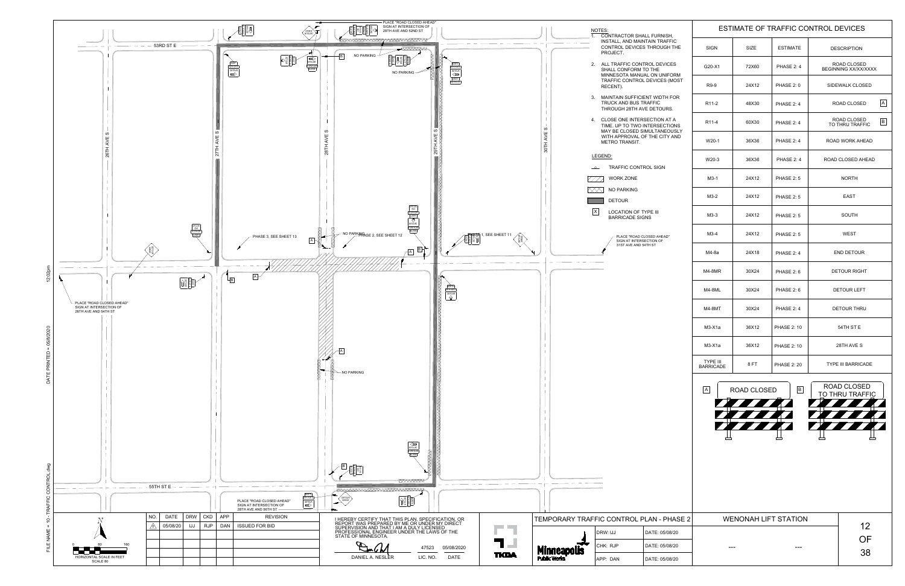## NOTES:

1. CONTRACTOR SHALL FURNISH, INSTALL, AND MAINTAIN TRAFFIC CONTROL DEVICES THROUGH THE PROJECT.
2. ALL TRAFFIC CONTROL DEVICES SHALL CONFORM TO THE MINNESOTA MANUAL ON UNIFORM TRAFFIC CONTROL DEVICES (MOST RECENT).
3. MAINTAIN SUFFICIENT WIDTH FOR TRUCK AND BUS TRAFFIC THROUGH 28TH AVE DETOURS.
4. CLOSE ONE INTERSECTION AT A TIME. UP TO TWO INTERSECTIONS MAY BE CLOSED SIMULTANEOUSLY WITH APPROVAL OF THE CITY AND METRO TRANSIT.

## LEGEND:

- TRAFFIC CONTROL SIGN
- WORK ZONE
- NO PARKING
- DETOUR
- [X] LOCATION OF TYPE III BARRICADE SIGNS

53RD ST E
55TH ST E
26TH AVE S
27TH AVE S
28TH AVE S
29TH AVE S
30TH AVE S

PLACE "ROAD CLOSED AHEAD" SIGN AT INTERSECTION OF 28TH AVE AND 52ND ST

PLACE "ROAD CLOSED AHEAD" SIGN AT INTERSECTION OF 26TH AVE AND 54TH ST

PLACE "ROAD CLOSED AHEAD" SIGN AT INTERSECTION OF 31ST AVE AND 54TH ST

PLACE "ROAD CLOSED AHEAD" SIGN AT INTERSECTION OF 28TH AVE AND 56TH ST

NO PARKING

PHASE 3, SEE SHEET 13

PHASE 2, SEE SHEET 12

PHASE 1, SEE SHEET 11

## ESTIMATE OF TRAFFIC CONTROL DEVICES

| SIGN | SIZE | ESTIMATE | DESCRIPTION |
|---|---|---|---|
| G20-X1 | 72X60 | PHASE 2: 4 | ROAD CLOSED BEGINNING XX/XX/XXXX |
| R9-9 | 24X12 | PHASE 2: 0 | SIDEWALK CLOSED |
| R11-2 | 48X30 | PHASE 2: 4 | ROAD CLOSED [A] |
| R11-4 | 60X30 | PHASE 2: 4 | ROAD CLOSED TO THRU TRAFFIC [B] |
| W20-1 | 36X36 | PHASE 2: 4 | ROAD WORK AHEAD |
| W20-3 | 36X36 | PHASE 2: 4 | ROAD CLOSED AHEAD |
| M3-1 | 24X12 | PHASE 2: 5 | NORTH |
| M3-2 | 24X12 | PHASE 2: 5 | EAST |
| M3-3 | 24X12 | PHASE 2: 5 | SOUTH |
| M3-4 | 24X12 | PHASE 2: 5 | WEST |
| M4-8a | 24X18 | PHASE 2: 4 | END DETOUR |
| M4-8MR | 30X24 | PHASE 2: 6 | DETOUR RIGHT |
| M4-8ML | 30X24 | PHASE 2: 6 | DETOUR LEFT |
| M4-8MT | 30X24 | PHASE 2: 4 | DETOUR THRU |
| M3-X1a | 36X12 | PHASE 2: 10 | 54TH ST E |
| M3-X1a | 36X12 | PHASE 2: 10 | 28TH AVE S |
| TYPE III BARRICADE | 8 FT | PHASE 2: 20 | TYPE III BARRICADE |

[A] ROAD CLOSED

[B] ROAD CLOSED TO THRU TRAFFIC

HORIZONTAL SCALE IN FEET: 0, 80, 160 — SCALE 80

| NO. | DATE | DRW | CKD | APP | REVISION |
|---|---|---|---|---|---|
| 1 | 05/08/20 | IJJ | RJP | DAN | ISSUED FOR BID |

I HEREBY CERTIFY THAT THIS PLAN, SPECIFICATION, OR REPORT WAS PREPARED BY ME OR UNDER MY DIRECT SUPERVISION AND THAT I AM A DULY LICENSED PROFESSIONAL ENGINEER UNDER THE LAWS OF THE STATE OF MINNESOTA.

DANIEL A. NESLER — LIC. NO. 47523 — DATE 05/08/2020

TKDA

Minneapolis Public Works

TEMPORARY TRAFFIC CONTROL PLAN - PHASE 2

| DRW: IJJ | DATE: 05/08/20 |
|---|---|
| CHK: RJP | DATE: 05/08/20 |
| APP: DAN | DATE: 05/08/20 |

WENONAH LIFT STATION

12 OF 38

FILE NAME = 10 - TRAFFIC CONTROL.dwg — DATE PRINTED = 05/8/2020 — 12:02pm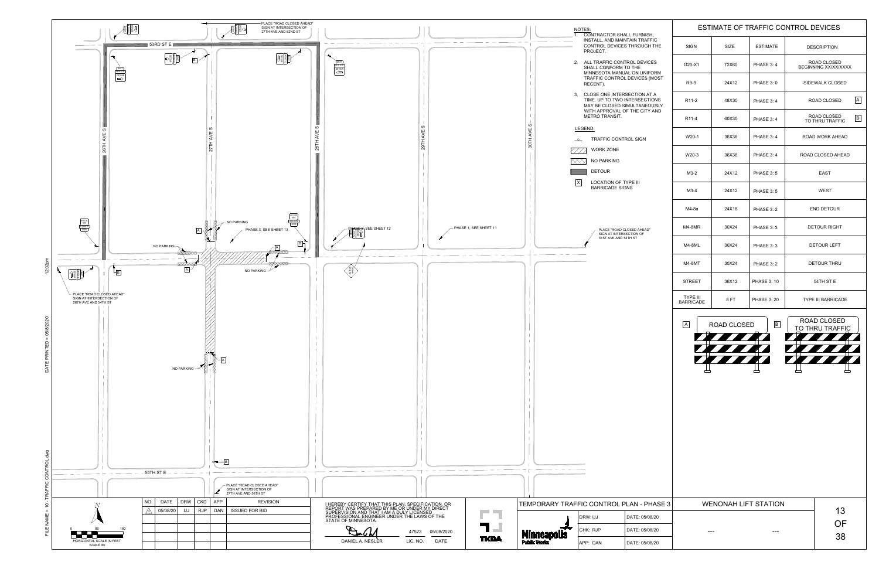## NOTES:

1. CONTRACTOR SHALL FURNISH, INSTALL, AND MAINTAIN TRAFFIC CONTROL DEVICES THROUGH THE PROJECT.
2. ALL TRAFFIC CONTROL DEVICES SHALL CONFORM TO THE MINNESOTA MANUAL ON UNIFORM TRAFFIC CONTROL DEVICES (MOST RECENT).
3. CLOSE ONE INTERSECTION AT A TIME. UP TO TWO INTERSECTIONS MAY BE CLOSED SIMULTANEOUSLY WITH APPROVAL OF THE CITY AND METRO TRANSIT.

## LEGEND:

- TRAFFIC CONTROL SIGN
- WORK ZONE
- NO PARKING
- DETOUR
- X — LOCATION OF TYPE III BARRICADE SIGNS

53RD ST E

55TH ST E

26TH AVE S

27TH AVE S

28TH AVE S

29TH AVE S

30TH AVE S

PLACE "ROAD CLOSED AHEAD" SIGN AT INTERSECTION OF 27TH AVE AND 52ND ST

PLACE "ROAD CLOSED AHEAD" SIGN AT INTERSECTION OF 26TH AVE AND 54TH ST

PLACE "ROAD CLOSED AHEAD" SIGN AT INTERSECTION OF 31ST AVE AND 54TH ST

PLACE "ROAD CLOSED AHEAD" SIGN AT INTERSECTION OF 27TH AVE AND 56TH ST

PHASE 3, SEE SHEET 13

PHASE 2, SEE SHEET 12

PHASE 1, SEE SHEET 11

NO PARKING

NO PARKING

NO PARKING

NO PARKING

## ESTIMATE OF TRAFFIC CONTROL DEVICES

| SIGN | SIZE | ESTIMATE | DESCRIPTION |
|---|---|---|---|
| G20-X1 | 72X60 | PHASE 3: 4 | ROAD CLOSED BEGINNING XX/XX/XXXX |
| R9-9 | 24X12 | PHASE 3: 0 | SIDEWALK CLOSED |
| R11-2 | 48X30 | PHASE 3: 4 | ROAD CLOSED [A] |
| R11-4 | 60X30 | PHASE 3: 4 | ROAD CLOSED TO THRU TRAFFIC [B] |
| W20-1 | 36X36 | PHASE 3: 4 | ROAD WORK AHEAD |
| W20-3 | 36X36 | PHASE 3: 4 | ROAD CLOSED AHEAD |
| M3-2 | 24X12 | PHASE 3: 5 | EAST |
| M3-4 | 24X12 | PHASE 3: 5 | WEST |
| M4-8a | 24X18 | PHASE 3: 2 | END DETOUR |
| M4-8MR | 30X24 | PHASE 3: 3 | DETOUR RIGHT |
| M4-8ML | 30X24 | PHASE 3: 3 | DETOUR LEFT |
| M4-8MT | 30X24 | PHASE 3: 2 | DETOUR THRU |
| STREET | 36X12 | PHASE 3: 10 | 54TH ST E |
| TYPE III BARRICADE | 8 FT | PHASE 3: 20 | TYPE III BARRICADE |

[A] ROAD CLOSED

[B] ROAD CLOSED TO THRU TRAFFIC

| NO. | DATE | DRW | CKD | APP | REVISION |
|---|---|---|---|---|---|
| △ | 05/08/20 | IJJ | RJP | DAN | ISSUED FOR BID |

HORIZONTAL SCALE IN FEET
SCALE 80
0 80 160

I HEREBY CERTIFY THAT THIS PLAN, SPECIFICATION, OR REPORT WAS PREPARED BY ME OR UNDER MY DIRECT SUPERVISION AND THAT I AM A DULY LICENSED PROFESSIONAL ENGINEER UNDER THE LAWS OF THE STATE OF MINNESOTA.

DANIEL A. NESLER — LIC. NO. 47523 — DATE 05/08/2020

TKDA

TEMPORARY TRAFFIC CONTROL PLAN - PHASE 3

Minneapolis Public Works

DRW: IJJ — DATE: 05/08/20
CHK: RJP — DATE: 05/08/20
APP: DAN — DATE: 05/08/20

WENONAH LIFT STATION

FILE NAME = 10 - TRAFFIC CONTROL.dwg
DATE PRINTED = 05/8/2020 12:02pm